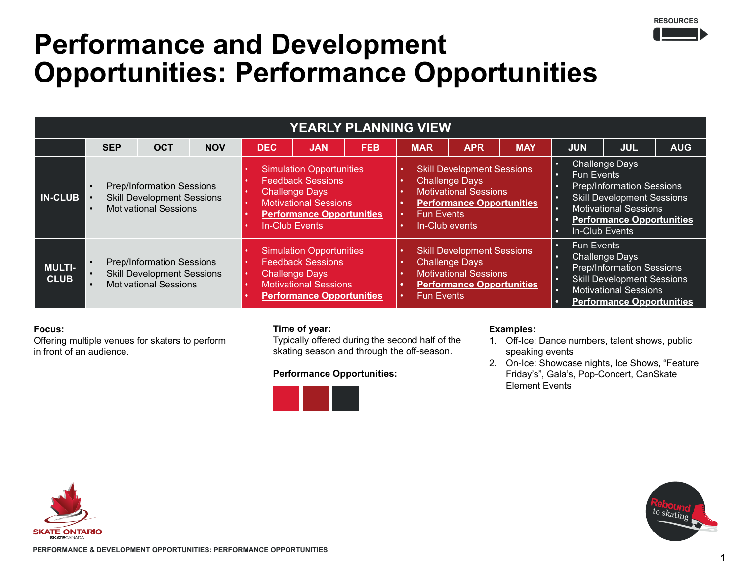# Performance and Development Opportunities: Performance Opportunities

| YEARLY PLANNING VIEW | | | | | | | | | | | | |
|---|---|---|---|---|---|---|---|---|---|---|---|---|
| | SEP | OCT | NOV | DEC | JAN | FEB | MAR | APR | MAY | JUN | JUL | AUG |
| **IN-CLUB** | • Prep/Information Sessions<br>• Skill Development Sessions<br>• Motivational Sessions | | | • Simulation Opportunities<br>• Feedback Sessions<br>• Challenge Days<br>• Motivational Sessions<br>• **Performance Opportunities**<br>• In-Club Events | | | • Skill Development Sessions<br>• Challenge Days<br>• Motivational Sessions<br>• **Performance Opportunities**<br>• Fun Events<br>• In-Club events | | | • Challenge Days<br>• Fun Events<br>• Prep/Information Sessions<br>• Skill Development Sessions<br>• Motivational Sessions<br>• **Performance Opportunities**<br>• In-Club Events | | |
| **MULTI-CLUB** | • Prep/Information Sessions<br>• Skill Development Sessions<br>• Motivational Sessions | | | • Simulation Opportunities<br>• Feedback Sessions<br>• Challenge Days<br>• Motivational Sessions<br>• **Performance Opportunities** | | | • Skill Development Sessions<br>• Challenge Days<br>• Motivational Sessions<br>• **Performance Opportunities**<br>• Fun Events | | | • Fun Events<br>• Challenge Days<br>• Prep/Information Sessions<br>• Skill Development Sessions<br>• Motivational Sessions<br>• **Performance Opportunities** | | |

**Focus:**
Offering multiple venues for skaters to perform in front of an audience.

**Time of year:**
Typically offered during the second half of the skating season and through the off-season.

**Performance Opportunities:**

**Examples:**
1. Off-Ice: Dance numbers, talent shows, public speaking events
2. On-Ice: Showcase nights, Ice Shows, "Feature Friday's", Gala's, Pop-Concert, CanSkate Element Events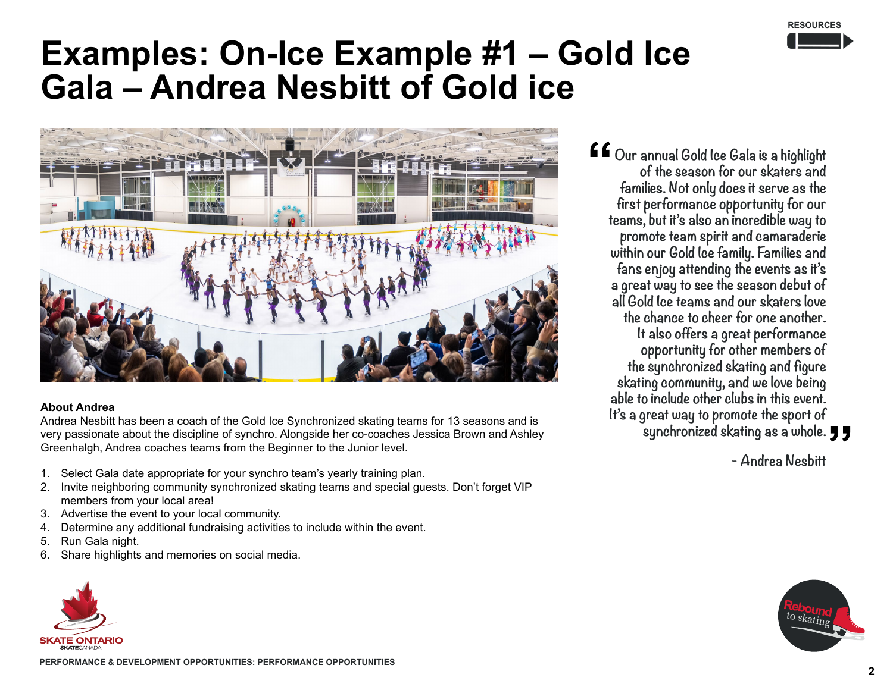# Examples: On-Ice Example #1 – Gold Ice Gala – Andrea Nesbitt of Gold ice

"Our annual Gold Ice Gala is a highlight of the season for our skaters and families. Not only does it serve as the first performance opportunity for our teams, but it's also an incredible way to promote team spirit and camaraderie within our Gold Ice family. Families and fans enjoy attending the events as it's a great way to see the season debut of all Gold Ice teams and our skaters love the chance to cheer for one another. It also offers a great performance opportunity for other members of the synchronized skating and figure skating community, and we love being able to include other clubs in this event. It's a great way to promote the sport of synchronized skating as a whole."

\- Andrea Nesbitt

**About Andrea**

Andrea Nesbitt has been a coach of the Gold Ice Synchronized skating teams for 13 seasons and is very passionate about the discipline of synchro. Alongside her co-coaches Jessica Brown and Ashley Greenhalgh, Andrea coaches teams from the Beginner to the Junior level.

1. Select Gala date appropriate for your synchro team's yearly training plan.
2. Invite neighboring community synchronized skating teams and special guests. Don't forget VIP members from your local area!
3. Advertise the event to your local community.
4. Determine any additional fundraising activities to include within the event.
5. Run Gala night.
6. Share highlights and memories on social media.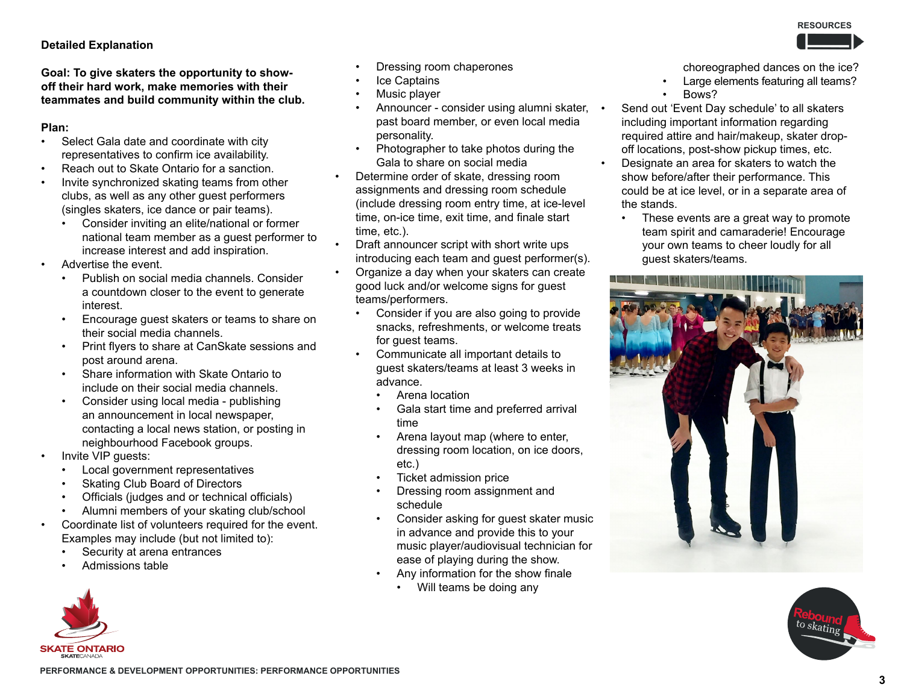### Detailed Explanation

**Goal: To give skaters the opportunity to show-off their hard work, make memories with their teammates and build community within the club.**

**Plan:**

- Select Gala date and coordinate with city representatives to confirm ice availability.
- Reach out to Skate Ontario for a sanction.
- Invite synchronized skating teams from other clubs, as well as any other guest performers (singles skaters, ice dance or pair teams).
  - Consider inviting an elite/national or former national team member as a guest performer to increase interest and add inspiration.
- Advertise the event.
  - Publish on social media channels. Consider a countdown closer to the event to generate interest.
  - Encourage guest skaters or teams to share on their social media channels.
  - Print flyers to share at CanSkate sessions and post around arena.
  - Share information with Skate Ontario to include on their social media channels.
  - Consider using local media - publishing an announcement in local newspaper, contacting a local news station, or posting in neighbourhood Facebook groups.
- Invite VIP guests:
  - Local government representatives
  - Skating Club Board of Directors
  - Officials (judges and or technical officials)
  - Alumni members of your skating club/school
- Coordinate list of volunteers required for the event. Examples may include (but not limited to):
  - Security at arena entrances
  - Admissions table
  - Dressing room chaperones
  - Ice Captains
  - Music player
  - Announcer - consider using alumni skater, past board member, or even local media personality.
  - Photographer to take photos during the Gala to share on social media
- Determine order of skate, dressing room assignments and dressing room schedule (include dressing room entry time, at ice-level time, on-ice time, exit time, and finale start time, etc.).
- Draft announcer script with short write ups introducing each team and guest performer(s).
- Organize a day when your skaters can create good luck and/or welcome signs for guest teams/performers.
  - Consider if you are also going to provide snacks, refreshments, or welcome treats for guest teams.
  - Communicate all important details to guest skaters/teams at least 3 weeks in advance.
    - Arena location
    - Gala start time and preferred arrival time
    - Arena layout map (where to enter, dressing room location, on ice doors, etc.)
    - Ticket admission price
    - Dressing room assignment and schedule
    - Consider asking for guest skater music in advance and provide this to your music player/audiovisual technician for ease of playing during the show.
    - Any information for the show finale
      - Will teams be doing any choreographed dances on the ice?
      - Large elements featuring all teams?
      - Bows?
- Send out 'Event Day schedule' to all skaters including important information regarding required attire and hair/makeup, skater drop-off locations, post-show pickup times, etc.
- Designate an area for skaters to watch the show before/after their performance. This could be at ice level, or in a separate area of the stands.
  - These events are a great way to promote team spirit and camaraderie! Encourage your own teams to cheer loudly for all guest skaters/teams.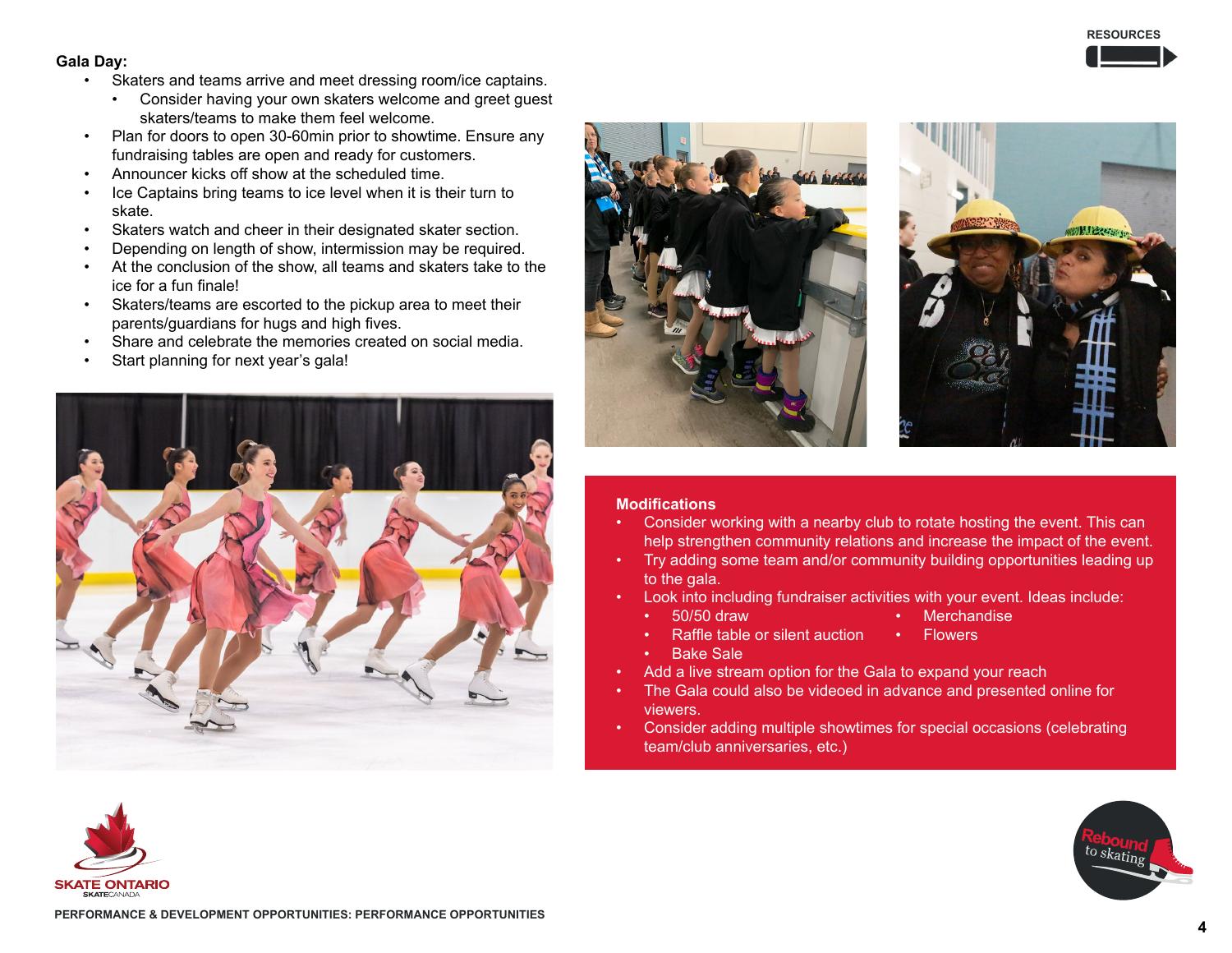**Gala Day:**

- Skaters and teams arrive and meet dressing room/ice captains.
  - Consider having your own skaters welcome and greet guest skaters/teams to make them feel welcome.
- Plan for doors to open 30-60min prior to showtime. Ensure any fundraising tables are open and ready for customers.
- Announcer kicks off show at the scheduled time.
- Ice Captains bring teams to ice level when it is their turn to skate.
- Skaters watch and cheer in their designated skater section.
- Depending on length of show, intermission may be required.
- At the conclusion of the show, all teams and skaters take to the ice for a fun finale!
- Skaters/teams are escorted to the pickup area to meet their parents/guardians for hugs and high fives.
- Share and celebrate the memories created on social media.
- Start planning for next year's gala!

**Modifications**

- Consider working with a nearby club to rotate hosting the event. This can help strengthen community relations and increase the impact of the event.
- Try adding some team and/or community building opportunities leading up to the gala.
- Look into including fundraiser activities with your event. Ideas include:
  - 50/50 draw
  - Raffle table or silent auction
  - Bake Sale
  - Merchandise
  - Flowers
- Add a live stream option for the Gala to expand your reach
- The Gala could also be videoed in advance and presented online for viewers.
- Consider adding multiple showtimes for special occasions (celebrating team/club anniversaries, etc.)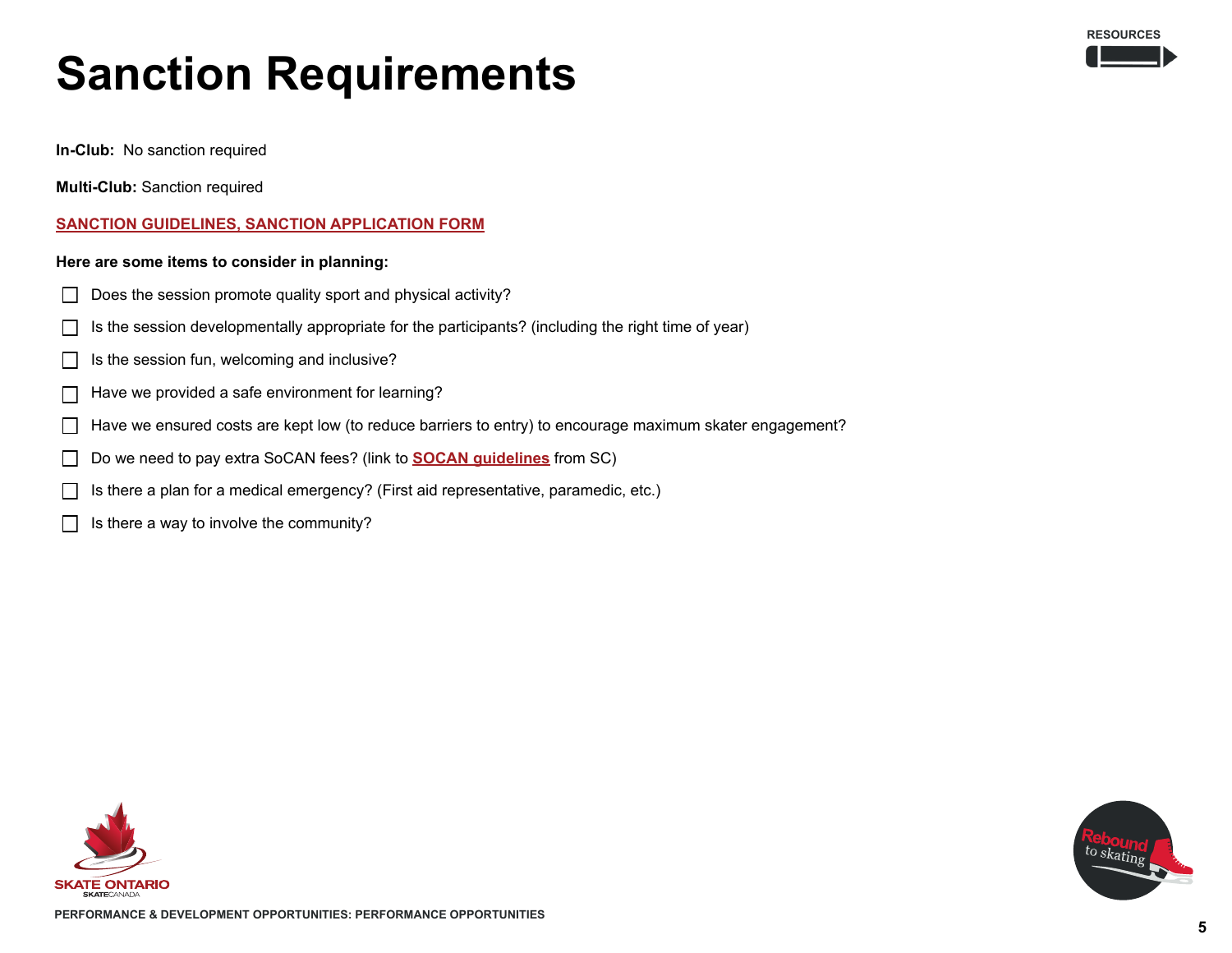# Sanction Requirements

**In-Club:** No sanction required

**Multi-Club:** Sanction required

**SANCTION GUIDELINES, SANCTION APPLICATION FORM**

**Here are some items to consider in planning:**

- [ ] Does the session promote quality sport and physical activity?
- [ ] Is the session developmentally appropriate for the participants? (including the right time of year)
- [ ] Is the session fun, welcoming and inclusive?
- [ ] Have we provided a safe environment for learning?
- [ ] Have we ensured costs are kept low (to reduce barriers to entry) to encourage maximum skater engagement?
- [ ] Do we need to pay extra SoCAN fees? (link to **SOCAN guidelines** from SC)
- [ ] Is there a plan for a medical emergency? (First aid representative, paramedic, etc.)
- [ ] Is there a way to involve the community?